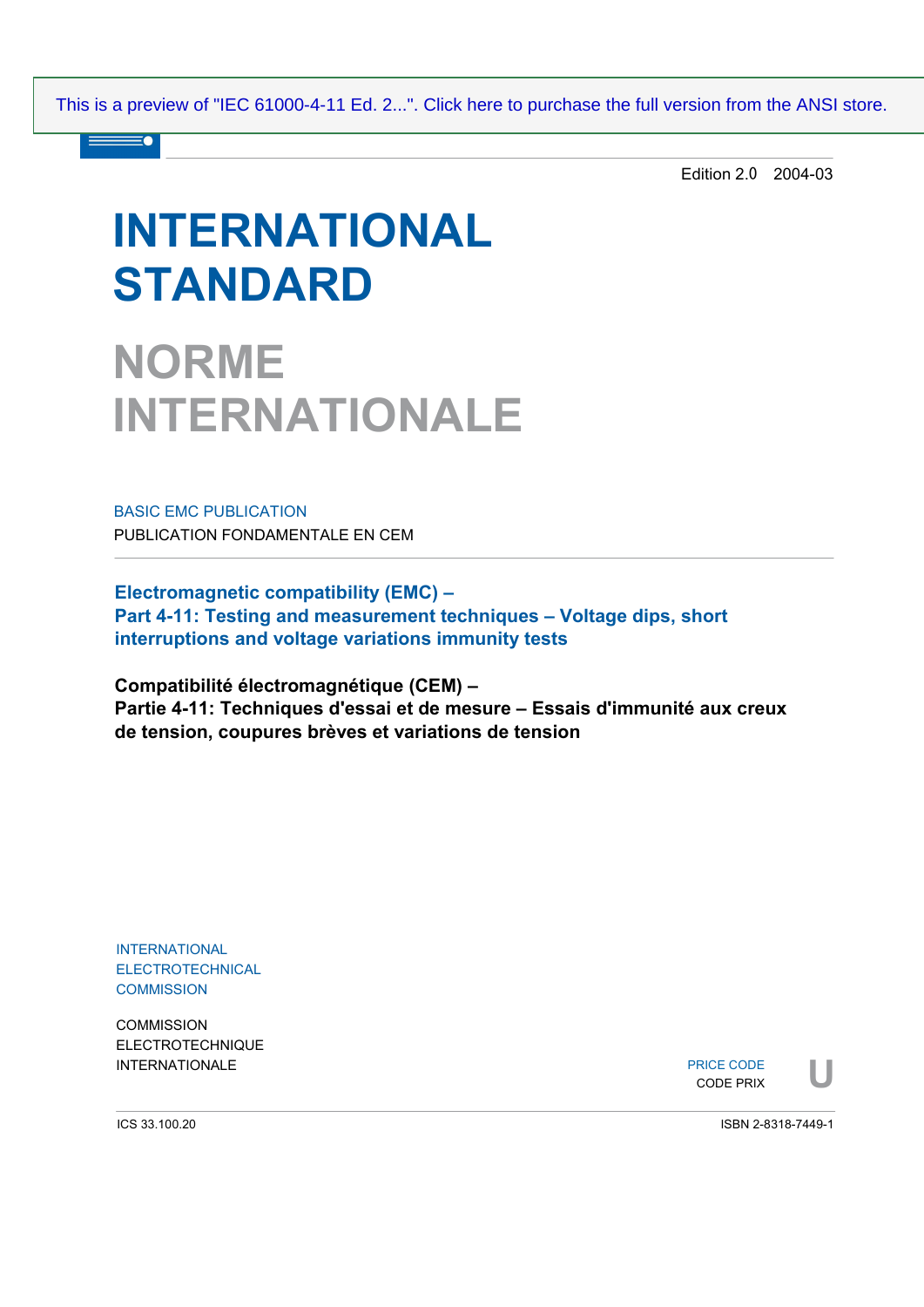This is a preview of "IEC 61000-4-11 Ed. 2...". Click here to purchase the full version from the ANSI store.

Edition 2.0 2004-03

# INTERNATIONAL STANDARD

# NORME INTERNATIONALE

BASIC EMC PUBLICATION

PUBLICATION FONDAMENTALE EN CEM

**Electromagnetic compatibility (EMC) –**
**Part 4-11: Testing and measurement techniques – Voltage dips, short interruptions and voltage variations immunity tests**

**Compatibilité électromagnétique (CEM) –**
**Partie 4-11: Techniques d'essai et de mesure – Essais d'immunité aux creux de tension, coupures brèves et variations de tension**

INTERNATIONAL
ELECTROTECHNICAL
COMMISSION

COMMISSION
ELECTROTECHNIQUE
INTERNATIONALE

PRICE CODE
CODE PRIX **U**

ICS 33.100.20

ISBN 2-8318-7449-1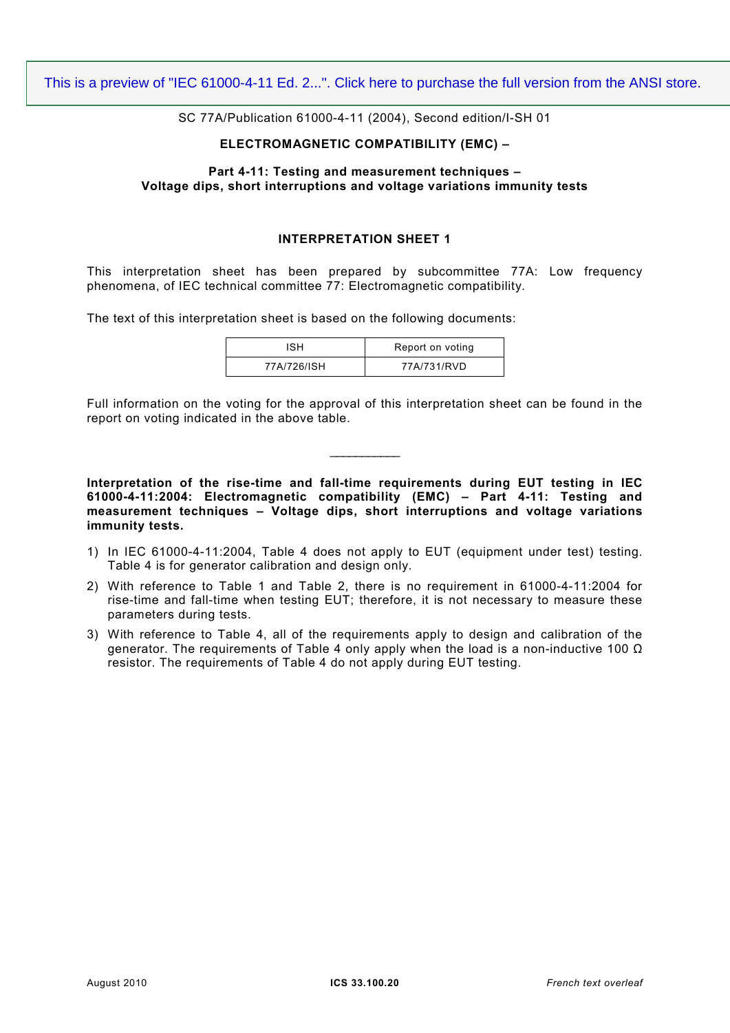SC 77A/Publication 61000-4-11 (2004), Second edition/I-SH 01

**ELECTROMAGNETIC COMPATIBILITY (EMC) –**

**Part 4-11: Testing and measurement techniques – Voltage dips, short interruptions and voltage variations immunity tests**

**INTERPRETATION SHEET 1**

This interpretation sheet has been prepared by subcommittee 77A: Low frequency phenomena, of IEC technical committee 77: Electromagnetic compatibility.

The text of this interpretation sheet is based on the following documents:

| ISH | Report on voting |
|---|---|
| 77A/726/ISH | 77A/731/RVD |

Full information on the voting for the approval of this interpretation sheet can be found in the report on voting indicated in the above table.

---

**Interpretation of the rise-time and fall-time requirements during EUT testing in IEC 61000-4-11:2004: Electromagnetic compatibility (EMC) – Part 4-11: Testing and measurement techniques – Voltage dips, short interruptions and voltage variations immunity tests.**

1) In IEC 61000-4-11:2004, Table 4 does not apply to EUT (equipment under test) testing. Table 4 is for generator calibration and design only.
2) With reference to Table 1 and Table 2, there is no requirement in 61000-4-11:2004 for rise-time and fall-time when testing EUT; therefore, it is not necessary to measure these parameters during tests.
3) With reference to Table 4, all of the requirements apply to design and calibration of the generator. The requirements of Table 4 only apply when the load is a non-inductive 100 Ω resistor. The requirements of Table 4 do not apply during EUT testing.

August 2010 | ICS 33.100.20 | *French text overleaf*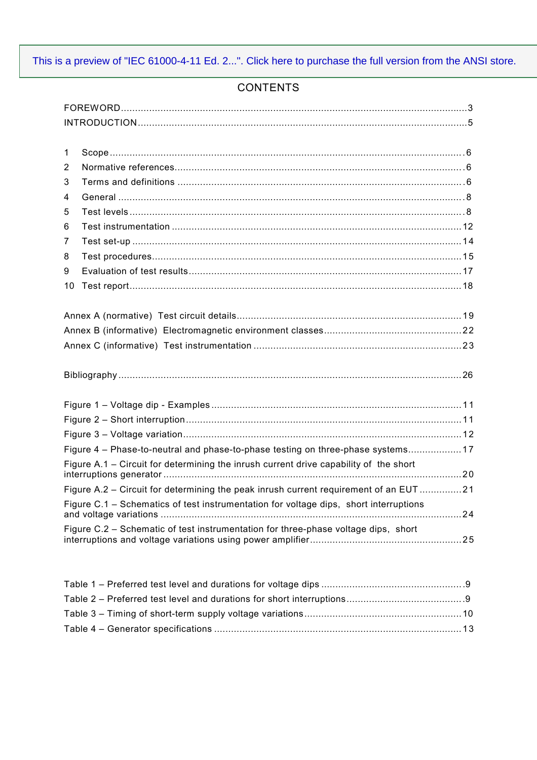This is a preview of "IEC 61000-4-11 Ed. 2...". Click here to purchase the full version from the ANSI store.

# CONTENTS

FOREWORD ... 3
INTRODUCTION ... 5

1 Scope ... 6
2 Normative references ... 6
3 Terms and definitions ... 6
4 General ... 8
5 Test levels ... 8
6 Test instrumentation ... 12
7 Test set-up ... 14
8 Test procedures ... 15
9 Evaluation of test results ... 17
10 Test report ... 18

Annex A (normative) Test circuit details ... 19
Annex B (informative) Electromagnetic environment classes ... 22
Annex C (informative) Test instrumentation ... 23

Bibliography ... 26

Figure 1 – Voltage dip - Examples ... 11
Figure 2 – Short interruption ... 11
Figure 3 – Voltage variation ... 12
Figure 4 – Phase-to-neutral and phase-to-phase testing on three-phase systems ... 17
Figure A.1 – Circuit for determining the inrush current drive capability of the short interruptions generator ... 20
Figure A.2 – Circuit for determining the peak inrush current requirement of an EUT ... 21
Figure C.1 – Schematics of test instrumentation for voltage dips, short interruptions and voltage variations ... 24
Figure C.2 – Schematic of test instrumentation for three-phase voltage dips, short interruptions and voltage variations using power amplifier ... 25

Table 1 – Preferred test level and durations for voltage dips ... 9
Table 2 – Preferred test level and durations for short interruptions ... 9
Table 3 – Timing of short-term supply voltage variations ... 10
Table 4 – Generator specifications ... 13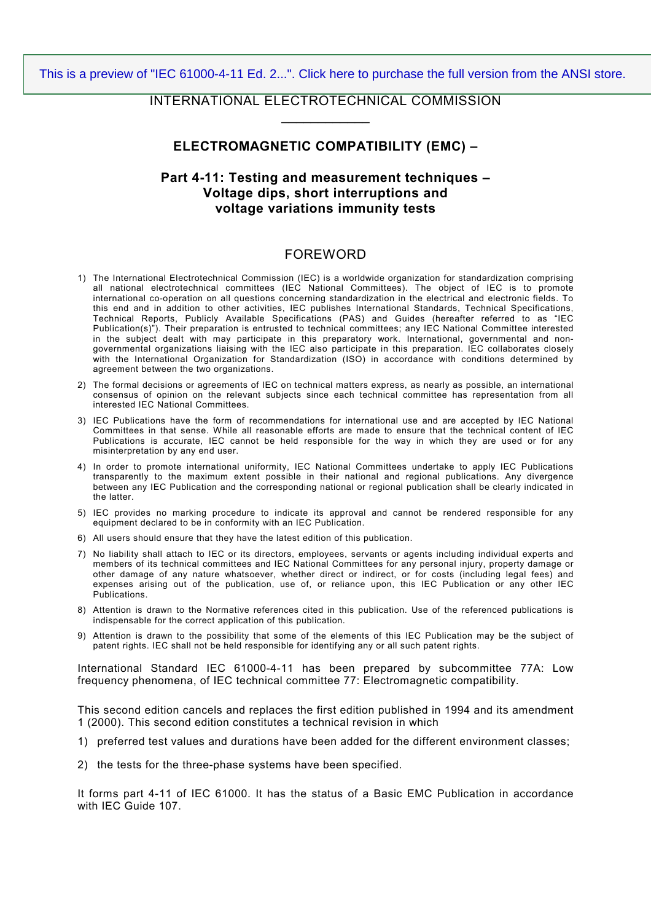INTERNATIONAL ELECTROTECHNICAL COMMISSION

___________

# ELECTROMAGNETIC COMPATIBILITY (EMC) –

## Part 4-11: Testing and measurement techniques – Voltage dips, short interruptions and voltage variations immunity tests

## FOREWORD

1) The International Electrotechnical Commission (IEC) is a worldwide organization for standardization comprising all national electrotechnical committees (IEC National Committees). The object of IEC is to promote international co-operation on all questions concerning standardization in the electrical and electronic fields. To this end and in addition to other activities, IEC publishes International Standards, Technical Specifications, Technical Reports, Publicly Available Specifications (PAS) and Guides (hereafter referred to as "IEC Publication(s)"). Their preparation is entrusted to technical committees; any IEC National Committee interested in the subject dealt with may participate in this preparatory work. International, governmental and non-governmental organizations liaising with the IEC also participate in this preparation. IEC collaborates closely with the International Organization for Standardization (ISO) in accordance with conditions determined by agreement between the two organizations.

2) The formal decisions or agreements of IEC on technical matters express, as nearly as possible, an international consensus of opinion on the relevant subjects since each technical committee has representation from all interested IEC National Committees.

3) IEC Publications have the form of recommendations for international use and are accepted by IEC National Committees in that sense. While all reasonable efforts are made to ensure that the technical content of IEC Publications is accurate, IEC cannot be held responsible for the way in which they are used or for any misinterpretation by any end user.

4) In order to promote international uniformity, IEC National Committees undertake to apply IEC Publications transparently to the maximum extent possible in their national and regional publications. Any divergence between any IEC Publication and the corresponding national or regional publication shall be clearly indicated in the latter.

5) IEC provides no marking procedure to indicate its approval and cannot be rendered responsible for any equipment declared to be in conformity with an IEC Publication.

6) All users should ensure that they have the latest edition of this publication.

7) No liability shall attach to IEC or its directors, employees, servants or agents including individual experts and members of its technical committees and IEC National Committees for any personal injury, property damage or other damage of any nature whatsoever, whether direct or indirect, or for costs (including legal fees) and expenses arising out of the publication, use of, or reliance upon, this IEC Publication or any other IEC Publications.

8) Attention is drawn to the Normative references cited in this publication. Use of the referenced publications is indispensable for the correct application of this publication.

9) Attention is drawn to the possibility that some of the elements of this IEC Publication may be the subject of patent rights. IEC shall not be held responsible for identifying any or all such patent rights.

International Standard IEC 61000-4-11 has been prepared by subcommittee 77A: Low frequency phenomena, of IEC technical committee 77: Electromagnetic compatibility.

This second edition cancels and replaces the first edition published in 1994 and its amendment 1 (2000). This second edition constitutes a technical revision in which

1) preferred test values and durations have been added for the different environment classes;

2) the tests for the three-phase systems have been specified.

It forms part 4-11 of IEC 61000. It has the status of a Basic EMC Publication in accordance with IEC Guide 107.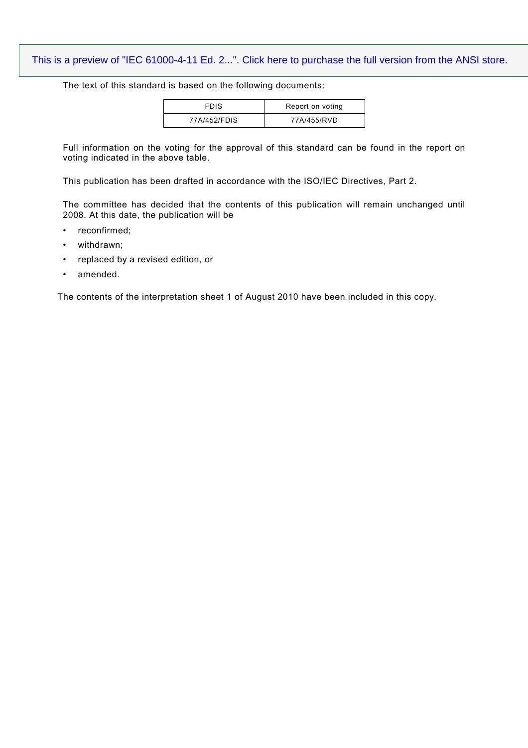The text of this standard is based on the following documents:

| FDIS | Report on voting |
|---|---|
| 77A/452/FDIS | 77A/455/RVD |

Full information on the voting for the approval of this standard can be found in the report on voting indicated in the above table.

This publication has been drafted in accordance with the ISO/IEC Directives, Part 2.

The committee has decided that the contents of this publication will remain unchanged until 2008. At this date, the publication will be

- reconfirmed;
- withdrawn;
- replaced by a revised edition, or
- amended.

The contents of the interpretation sheet 1 of August 2010 have been included in this copy.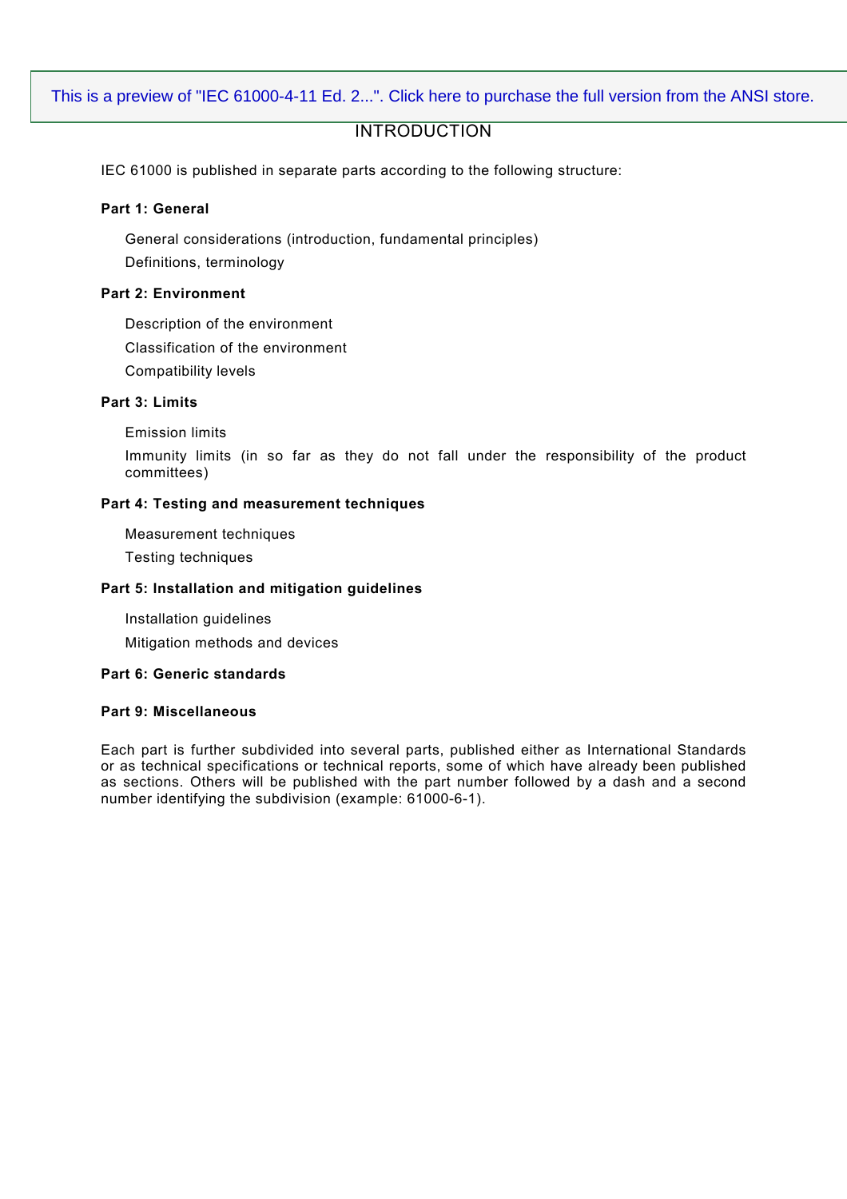# INTRODUCTION

IEC 61000 is published in separate parts according to the following structure:

**Part 1: General**

General considerations (introduction, fundamental principles)

Definitions, terminology

**Part 2: Environment**

Description of the environment

Classification of the environment

Compatibility levels

**Part 3: Limits**

Emission limits

Immunity limits (in so far as they do not fall under the responsibility of the product committees)

**Part 4: Testing and measurement techniques**

Measurement techniques

Testing techniques

**Part 5: Installation and mitigation guidelines**

Installation guidelines

Mitigation methods and devices

**Part 6: Generic standards**

**Part 9: Miscellaneous**

Each part is further subdivided into several parts, published either as International Standards or as technical specifications or technical reports, some of which have already been published as sections. Others will be published with the part number followed by a dash and a second number identifying the subdivision (example: 61000-6-1).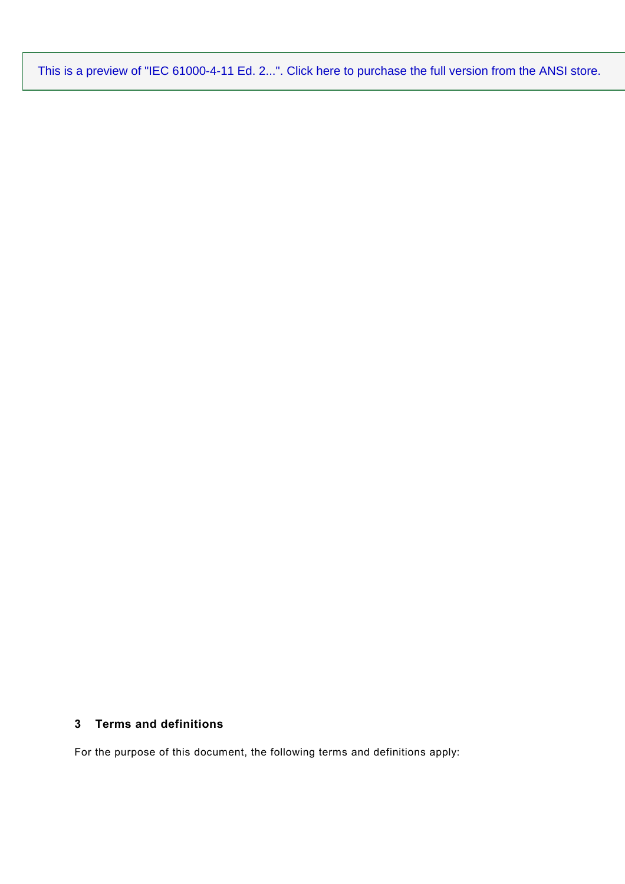## 3 Terms and definitions

For the purpose of this document, the following terms and definitions apply: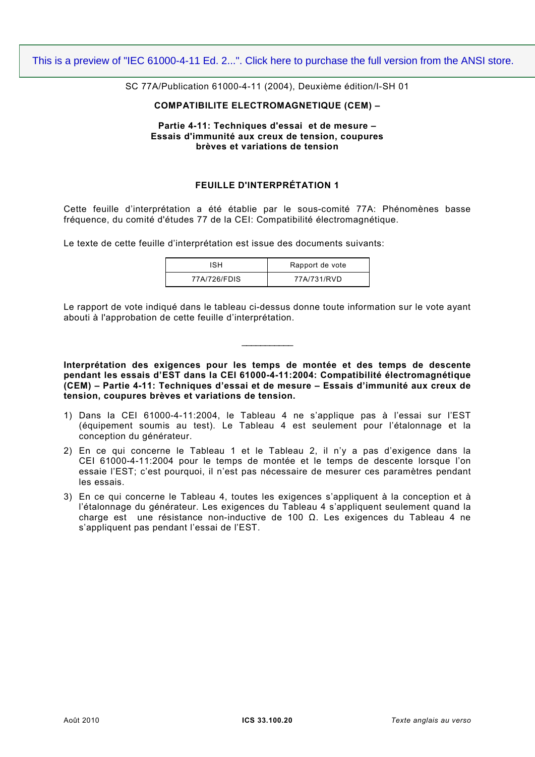SC 77A/Publication 61000-4-11 (2004), Deuxième édition/I-SH 01

**COMPATIBILITE ELECTROMAGNETIQUE (CEM) –**

**Partie 4-11: Techniques d'essai et de mesure –**
**Essais d'immunité aux creux de tension, coupures brèves et variations de tension**

## FEUILLE D'INTERPRÉTATION 1

Cette feuille d'interprétation a été établie par le sous-comité 77A: Phénomènes basse fréquence, du comité d'études 77 de la CEI: Compatibilité électromagnétique.

Le texte de cette feuille d'interprétation est issue des documents suivants:

| ISH | Rapport de vote |
|---|---|
| 77A/726/FDIS | 77A/731/RVD |

Le rapport de vote indiqué dans le tableau ci-dessus donne toute information sur le vote ayant abouti à l'approbation de cette feuille d'interprétation.

___________

**Interprétation des exigences pour les temps de montée et des temps de descente pendant les essais d'EST dans la CEI 61000-4-11:2004: Compatibilité électromagnétique (CEM) – Partie 4-11: Techniques d'essai et de mesure – Essais d'immunité aux creux de tension, coupures brèves et variations de tension.**

1) Dans la CEI 61000-4-11:2004, le Tableau 4 ne s'applique pas à l'essai sur l'EST (équipement soumis au test). Le Tableau 4 est seulement pour l'étalonnage et la conception du générateur.
2) En ce qui concerne le Tableau 1 et le Tableau 2, il n'y a pas d'exigence dans la CEI 61000-4-11:2004 pour le temps de montée et le temps de descente lorsque l'on essaie l'EST; c'est pourquoi, il n'est pas nécessaire de mesurer ces paramètres pendant les essais.
3) En ce qui concerne le Tableau 4, toutes les exigences s'appliquent à la conception et à l'étalonnage du générateur. Les exigences du Tableau 4 s'appliquent seulement quand la charge est une résistance non-inductive de 100 Ω. Les exigences du Tableau 4 ne s'appliquent pas pendant l'essai de l'EST.

Août 2010 **ICS 33.100.20** *Texte anglais au verso*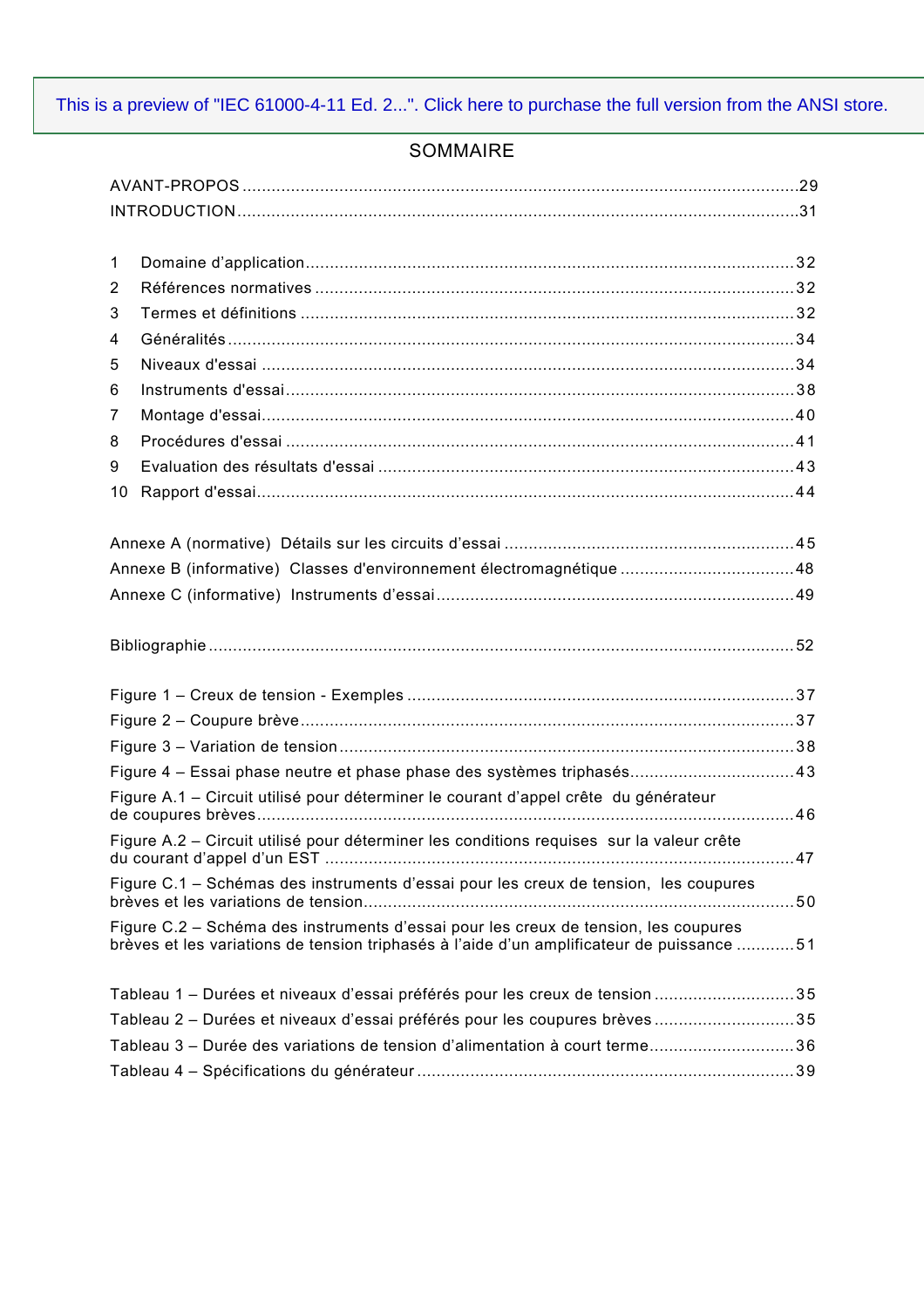This is a preview of "IEC 61000-4-11 Ed. 2...". Click here to purchase the full version from the ANSI store.

# SOMMAIRE

AVANT-PROPOS ..... 29
INTRODUCTION ..... 31

1 Domaine d'application ..... 32
2 Références normatives ..... 32
3 Termes et définitions ..... 32
4 Généralités ..... 34
5 Niveaux d'essai ..... 34
6 Instruments d'essai ..... 38
7 Montage d'essai ..... 40
8 Procédures d'essai ..... 41
9 Evaluation des résultats d'essai ..... 43
10 Rapport d'essai ..... 44

Annexe A (normative) Détails sur les circuits d'essai ..... 45
Annexe B (informative) Classes d'environnement électromagnétique ..... 48
Annexe C (informative) Instruments d'essai ..... 49

Bibliographie ..... 52

Figure 1 – Creux de tension - Exemples ..... 37
Figure 2 – Coupure brève ..... 37
Figure 3 – Variation de tension ..... 38
Figure 4 – Essai phase neutre et phase phase des systèmes triphasés ..... 43
Figure A.1 – Circuit utilisé pour déterminer le courant d'appel crête du générateur de coupures brèves ..... 46
Figure A.2 – Circuit utilisé pour déterminer les conditions requises sur la valeur crête du courant d'appel d'un EST ..... 47
Figure C.1 – Schémas des instruments d'essai pour les creux de tension, les coupures brèves et les variations de tension ..... 50
Figure C.2 – Schéma des instruments d'essai pour les creux de tension, les coupures brèves et les variations de tension triphasés à l'aide d'un amplificateur de puissance ..... 51

Tableau 1 – Durées et niveaux d'essai préférés pour les creux de tension ..... 35
Tableau 2 – Durées et niveaux d'essai préférés pour les coupures brèves ..... 35
Tableau 3 – Durée des variations de tension d'alimentation à court terme ..... 36
Tableau 4 – Spécifications du générateur ..... 39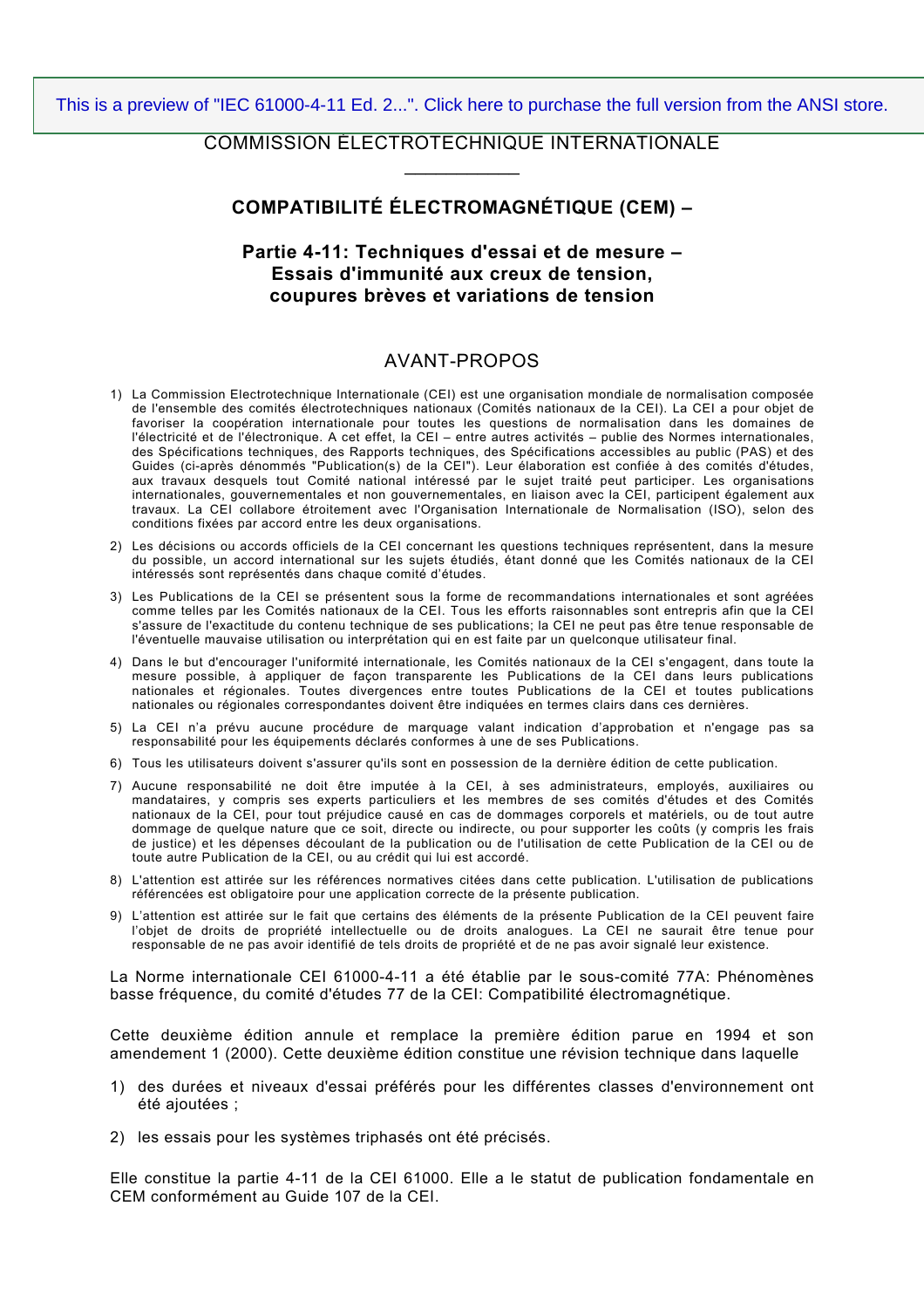COMMISSION ÉLECTROTECHNIQUE INTERNATIONALE

___________

# COMPATIBILITÉ ÉLECTROMAGNÉTIQUE (CEM) –

## Partie 4-11: Techniques d'essai et de mesure – Essais d'immunité aux creux de tension, coupures brèves et variations de tension

## AVANT-PROPOS

1) La Commission Electrotechnique Internationale (CEI) est une organisation mondiale de normalisation composée de l'ensemble des comités électrotechniques nationaux (Comités nationaux de la CEI). La CEI a pour objet de favoriser la coopération internationale pour toutes les questions de normalisation dans les domaines de l'électricité et de l'électronique. A cet effet, la CEI – entre autres activités – publie des Normes internationales, des Spécifications techniques, des Rapports techniques, des Spécifications accessibles au public (PAS) et des Guides (ci-après dénommés "Publication(s) de la CEI"). Leur élaboration est confiée à des comités d'études, aux travaux desquels tout Comité national intéressé par le sujet traité peut participer. Les organisations internationales, gouvernementales et non gouvernementales, en liaison avec la CEI, participent également aux travaux. La CEI collabore étroitement avec l'Organisation Internationale de Normalisation (ISO), selon des conditions fixées par accord entre les deux organisations.

2) Les décisions ou accords officiels de la CEI concernant les questions techniques représentent, dans la mesure du possible, un accord international sur les sujets étudiés, étant donné que les Comités nationaux de la CEI intéressés sont représentés dans chaque comité d'études.

3) Les Publications de la CEI se présentent sous la forme de recommandations internationales et sont agréées comme telles par les Comités nationaux de la CEI. Tous les efforts raisonnables sont entrepris afin que la CEI s'assure de l'exactitude du contenu technique de ses publications; la CEI ne peut pas être tenue responsable de l'éventuelle mauvaise utilisation ou interprétation qui en est faite par un quelconque utilisateur final.

4) Dans le but d'encourager l'uniformité internationale, les Comités nationaux de la CEI s'engagent, dans toute la mesure possible, à appliquer de façon transparente les Publications de la CEI dans leurs publications nationales et régionales. Toutes divergences entre toutes Publications de la CEI et toutes publications nationales ou régionales correspondantes doivent être indiquées en termes clairs dans ces dernières.

5) La CEI n'a prévu aucune procédure de marquage valant indication d'approbation et n'engage pas sa responsabilité pour les équipements déclarés conformes à une de ses Publications.

6) Tous les utilisateurs doivent s'assurer qu'ils sont en possession de la dernière édition de cette publication.

7) Aucune responsabilité ne doit être imputée à la CEI, à ses administrateurs, employés, auxiliaires ou mandataires, y compris ses experts particuliers et les membres de ses comités d'études et des Comités nationaux de la CEI, pour tout préjudice causé en cas de dommages corporels et matériels, ou de tout autre dommage de quelque nature que ce soit, directe ou indirecte, ou pour supporter les coûts (y compris les frais de justice) et les dépenses découlant de la publication ou de l'utilisation de cette Publication de la CEI ou de toute autre Publication de la CEI, ou au crédit qui lui est accordé.

8) L'attention est attirée sur les références normatives citées dans cette publication. L'utilisation de publications référencées est obligatoire pour une application correcte de la présente publication.

9) L'attention est attirée sur le fait que certains des éléments de la présente Publication de la CEI peuvent faire l'objet de droits de propriété intellectuelle ou de droits analogues. La CEI ne saurait être tenue pour responsable de ne pas avoir identifié de tels droits de propriété et de ne pas avoir signalé leur existence.

La Norme internationale CEI 61000-4-11 a été établie par le sous-comité 77A: Phénomènes basse fréquence, du comité d'études 77 de la CEI: Compatibilité électromagnétique.

Cette deuxième édition annule et remplace la première édition parue en 1994 et son amendement 1 (2000). Cette deuxième édition constitue une révision technique dans laquelle

1) des durées et niveaux d'essai préférés pour les différentes classes d'environnement ont été ajoutées ;

2) les essais pour les systèmes triphasés ont été précisés.

Elle constitue la partie 4-11 de la CEI 61000. Elle a le statut de publication fondamentale en CEM conformément au Guide 107 de la CEI.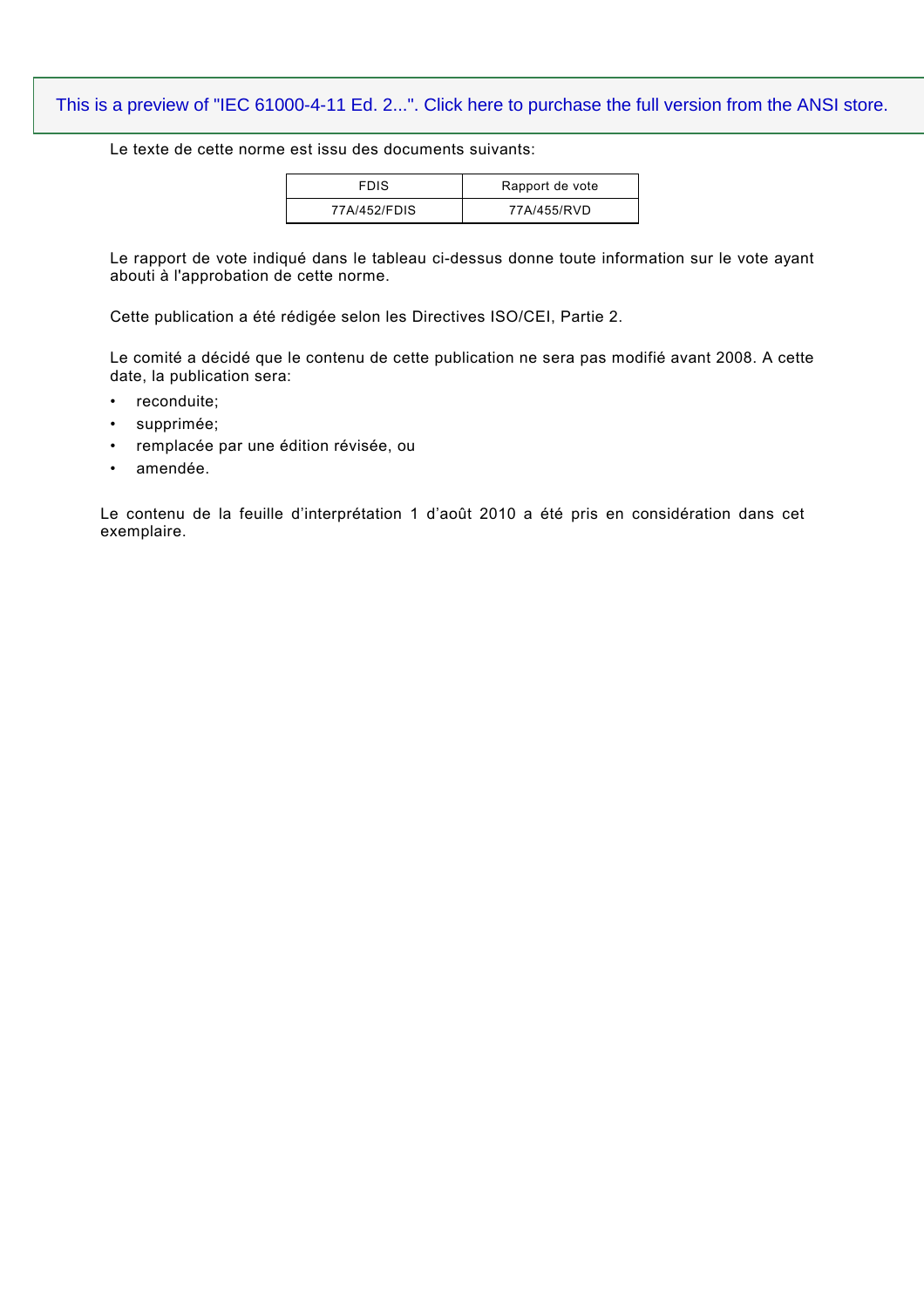Le texte de cette norme est issu des documents suivants:

| FDIS | Rapport de vote |
| --- | --- |
| 77A/452/FDIS | 77A/455/RVD |

Le rapport de vote indiqué dans le tableau ci-dessus donne toute information sur le vote ayant abouti à l'approbation de cette norme.

Cette publication a été rédigée selon les Directives ISO/CEI, Partie 2.

Le comité a décidé que le contenu de cette publication ne sera pas modifié avant 2008. A cette date, la publication sera:

- reconduite;
- supprimée;
- remplacée par une édition révisée, ou
- amendée.

Le contenu de la feuille d'interprétation 1 d'août 2010 a été pris en considération dans cet exemplaire.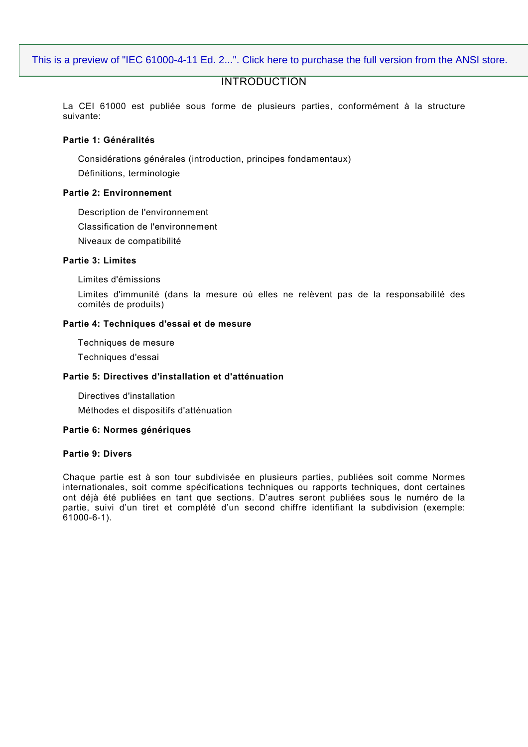# INTRODUCTION

La CEI 61000 est publiée sous forme de plusieurs parties, conformément à la structure suivante:

**Partie 1: Généralités**

Considérations générales (introduction, principes fondamentaux)

Définitions, terminologie

**Partie 2: Environnement**

Description de l'environnement

Classification de l'environnement

Niveaux de compatibilité

**Partie 3: Limites**

Limites d'émissions

Limites d'immunité (dans la mesure où elles ne relèvent pas de la responsabilité des comités de produits)

**Partie 4: Techniques d'essai et de mesure**

Techniques de mesure

Techniques d'essai

**Partie 5: Directives d'installation et d'atténuation**

Directives d'installation

Méthodes et dispositifs d'atténuation

**Partie 6: Normes génériques**

**Partie 9: Divers**

Chaque partie est à son tour subdivisée en plusieurs parties, publiées soit comme Normes internationales, soit comme spécifications techniques ou rapports techniques, dont certaines ont déjà été publiées en tant que sections. D'autres seront publiées sous le numéro de la partie, suivi d'un tiret et complété d'un second chiffre identifiant la subdivision (exemple: 61000-6-1).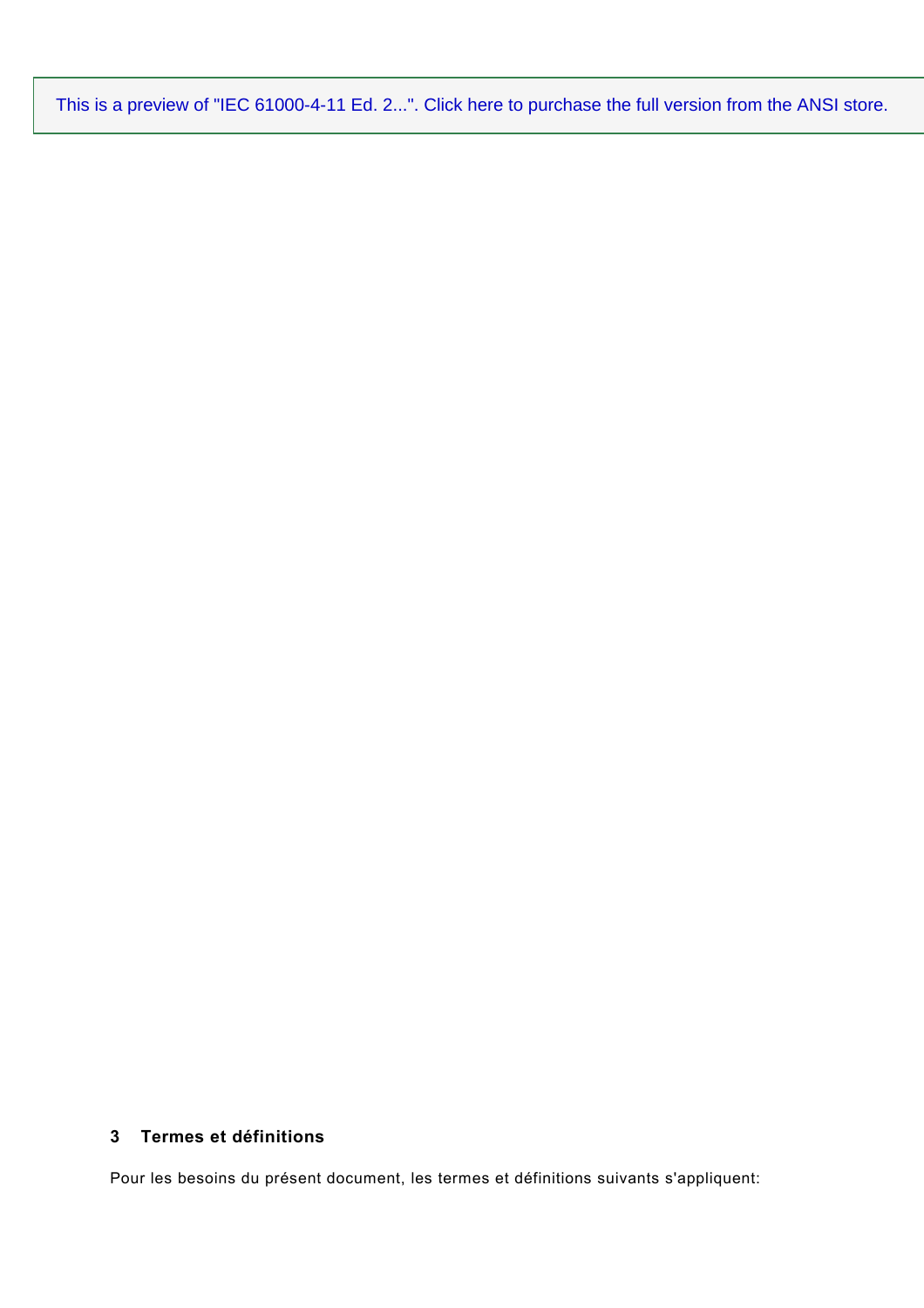## 3 Termes et définitions

Pour les besoins du présent document, les termes et définitions suivants s'appliquent: